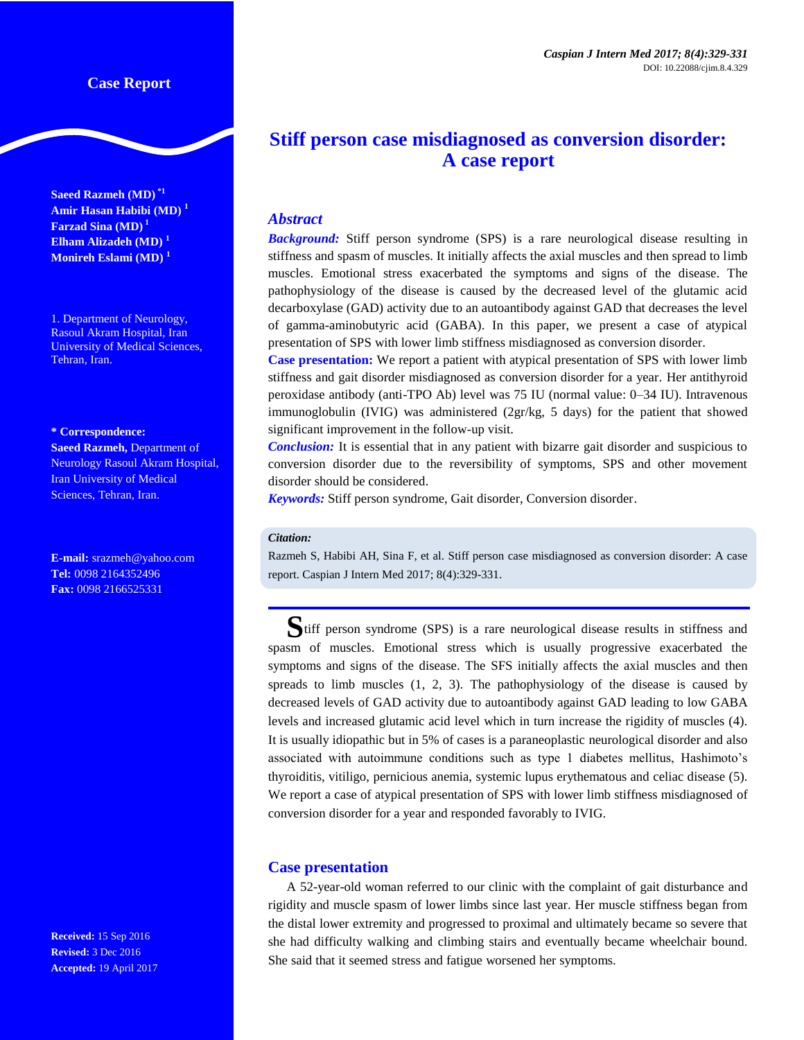Case Report

# Stiff person case misdiagnosed as conversion disorder: A case report

**Saeed Razmeh (MD)** [*1]
**Amir Hasan Habibi (MD)** [1]
**Farzad Sina (MD)** [1]
**Elham Alizadeh (MD)** [1]
**Monireh Eslami (MD)** [1]

1. Department of Neurology, Rasoul Akram Hospital, Iran University of Medical Sciences, Tehran, Iran.

**\* Correspondence:**
**Saeed Razmeh,** Department of Neurology Rasoul Akram Hospital, Iran University of Medical Sciences, Tehran, Iran.

**E-mail:** srazmeh@yahoo.com
**Tel:** 0098 2164352496
**Fax:** 0098 2166525331

**Received:** 15 Sep 2016
**Revised:** 3 Dec 2016
**Accepted:** 19 April 2017

## *Abstract*

***Background:*** Stiff person syndrome (SPS) is a rare neurological disease resulting in stiffness and spasm of muscles. It initially affects the axial muscles and then spread to limb muscles. Emotional stress exacerbated the symptoms and signs of the disease. The pathophysiology of the disease is caused by the decreased level of the glutamic acid decarboxylase (GAD) activity due to an autoantibody against GAD that decreases the level of gamma-aminobutyric acid (GABA). In this paper, we present a case of atypical presentation of SPS with lower limb stiffness misdiagnosed as conversion disorder.

**Case presentation:** We report a patient with atypical presentation of SPS with lower limb stiffness and gait disorder misdiagnosed as conversion disorder for a year. Her antithyroid peroxidase antibody (anti-TPO Ab) level was 75 IU (normal value: 0–34 IU). Intravenous immunoglobulin (IVIG) was administered (2gr/kg, 5 days) for the patient that showed significant improvement in the follow-up visit.

***Conclusion:*** It is essential that in any patient with bizarre gait disorder and suspicious to conversion disorder due to the reversibility of symptoms, SPS and other movement disorder should be considered.

***Keywords:*** Stiff person syndrome, Gait disorder, Conversion disorder.

***Citation:***
Razmeh S, Habibi AH, Sina F, et al. Stiff person case misdiagnosed as conversion disorder: A case report. Caspian J Intern Med 2017; 8(4):329-331.

Stiff person syndrome (SPS) is a rare neurological disease results in stiffness and spasm of muscles. Emotional stress which is usually progressive exacerbated the symptoms and signs of the disease. The SFS initially affects the axial muscles and then spreads to limb muscles (1, 2, 3). The pathophysiology of the disease is caused by decreased levels of GAD activity due to autoantibody against GAD leading to low GABA levels and increased glutamic acid level which in turn increase the rigidity of muscles (4). It is usually idiopathic but in 5% of cases is a paraneoplastic neurological disorder and also associated with autoimmune conditions such as type 1 diabetes mellitus, Hashimoto's thyroiditis, vitiligo, pernicious anemia, systemic lupus erythematous and celiac disease (5). We report a case of atypical presentation of SPS with lower limb stiffness misdiagnosed of conversion disorder for a year and responded favorably to IVIG.

## Case presentation

A 52-year-old woman referred to our clinic with the complaint of gait disturbance and rigidity and muscle spasm of lower limbs since last year. Her muscle stiffness began from the distal lower extremity and progressed to proximal and ultimately became so severe that she had difficulty walking and climbing stairs and eventually became wheelchair bound. She said that it seemed stress and fatigue worsened her symptoms.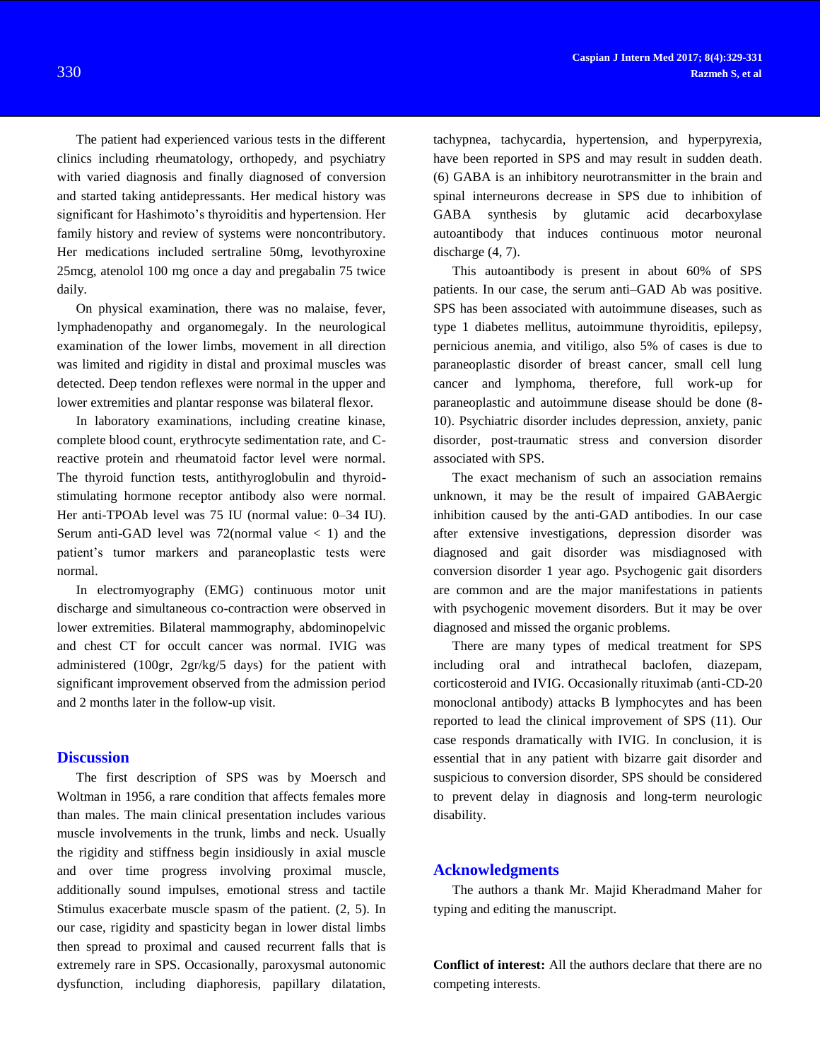The patient had experienced various tests in the different clinics including rheumatology, orthopedy, and psychiatry with varied diagnosis and finally diagnosed of conversion and started taking antidepressants. Her medical history was significant for Hashimoto's thyroiditis and hypertension. Her family history and review of systems were noncontributory. Her medications included sertraline 50mg, levothyroxine 25mcg, atenolol 100 mg once a day and pregabalin 75 twice daily.

On physical examination, there was no malaise, fever, lymphadenopathy and organomegaly. In the neurological examination of the lower limbs, movement in all direction was limited and rigidity in distal and proximal muscles was detected. Deep tendon reflexes were normal in the upper and lower extremities and plantar response was bilateral flexor.

In laboratory examinations, including creatine kinase, complete blood count, erythrocyte sedimentation rate, and C-reactive protein and rheumatoid factor level were normal. The thyroid function tests, antithyroglobulin and thyroid-stimulating hormone receptor antibody also were normal. Her anti-TPOAb level was 75 IU (normal value: 0–34 IU). Serum anti-GAD level was 72(normal value < 1) and the patient's tumor markers and paraneoplastic tests were normal.

In electromyography (EMG) continuous motor unit discharge and simultaneous co-contraction were observed in lower extremities. Bilateral mammography, abdominopelvic and chest CT for occult cancer was normal. IVIG was administered (100gr, 2gr/kg/5 days) for the patient with significant improvement observed from the admission period and 2 months later in the follow-up visit.

## Discussion

The first description of SPS was by Moersch and Woltman in 1956, a rare condition that affects females more than males. The main clinical presentation includes various muscle involvements in the trunk, limbs and neck. Usually the rigidity and stiffness begin insidiously in axial muscle and over time progress involving proximal muscle, additionally sound impulses, emotional stress and tactile Stimulus exacerbate muscle spasm of the patient. (2, 5). In our case, rigidity and spasticity began in lower distal limbs then spread to proximal and caused recurrent falls that is extremely rare in SPS. Occasionally, paroxysmal autonomic dysfunction, including diaphoresis, papillary dilatation, tachypnea, tachycardia, hypertension, and hyperpyrexia, have been reported in SPS and may result in sudden death. (6) GABA is an inhibitory neurotransmitter in the brain and spinal interneurons decrease in SPS due to inhibition of GABA synthesis by glutamic acid decarboxylase autoantibody that induces continuous motor neuronal discharge (4, 7).

This autoantibody is present in about 60% of SPS patients. In our case, the serum anti–GAD Ab was positive. SPS has been associated with autoimmune diseases, such as type 1 diabetes mellitus, autoimmune thyroiditis, epilepsy, pernicious anemia, and vitiligo, also 5% of cases is due to paraneoplastic disorder of breast cancer, small cell lung cancer and lymphoma, therefore, full work-up for paraneoplastic and autoimmune disease should be done (8-10). Psychiatric disorder includes depression, anxiety, panic disorder, post-traumatic stress and conversion disorder associated with SPS.

The exact mechanism of such an association remains unknown, it may be the result of impaired GABAergic inhibition caused by the anti-GAD antibodies. In our case after extensive investigations, depression disorder was diagnosed and gait disorder was misdiagnosed with conversion disorder 1 year ago. Psychogenic gait disorders are common and are the major manifestations in patients with psychogenic movement disorders. But it may be over diagnosed and missed the organic problems.

There are many types of medical treatment for SPS including oral and intrathecal baclofen, diazepam, corticosteroid and IVIG. Occasionally rituximab (anti-CD-20 monoclonal antibody) attacks B lymphocytes and has been reported to lead the clinical improvement of SPS (11). Our case responds dramatically with IVIG. In conclusion, it is essential that in any patient with bizarre gait disorder and suspicious to conversion disorder, SPS should be considered to prevent delay in diagnosis and long-term neurologic disability.

## Acknowledgments

The authors a thank Mr. Majid Kheradmand Maher for typing and editing the manuscript.

**Conflict of interest:** All the authors declare that there are no competing interests.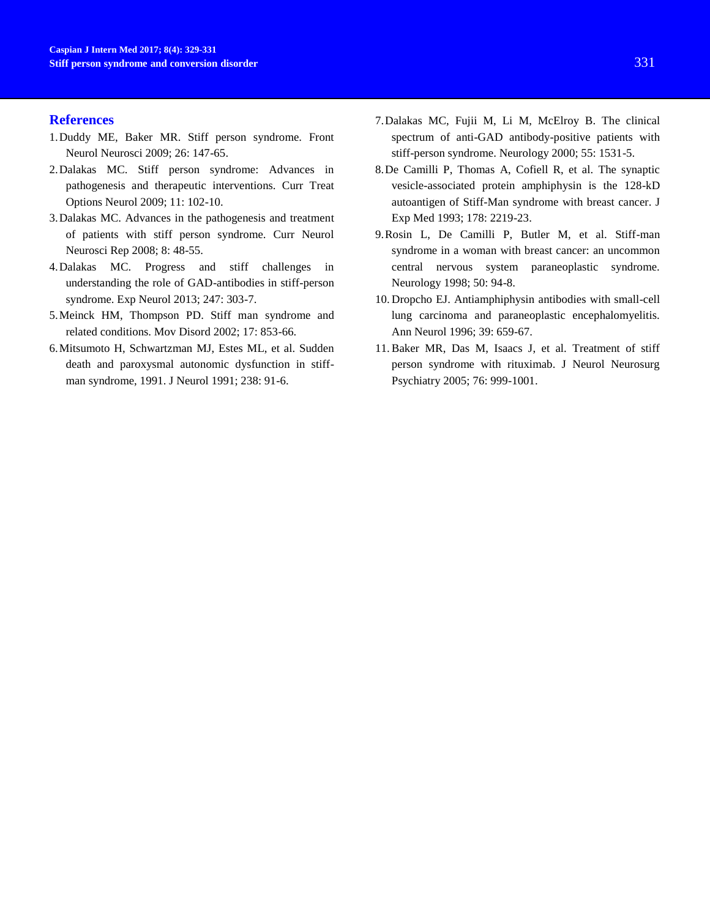## References

1. Duddy ME, Baker MR. Stiff person syndrome. Front Neurol Neurosci 2009; 26: 147-65.
2. Dalakas MC. Stiff person syndrome: Advances in pathogenesis and therapeutic interventions. Curr Treat Options Neurol 2009; 11: 102-10.
3. Dalakas MC. Advances in the pathogenesis and treatment of patients with stiff person syndrome. Curr Neurol Neurosci Rep 2008; 8: 48-55.
4. Dalakas MC. Progress and stiff challenges in understanding the role of GAD-antibodies in stiff-person syndrome. Exp Neurol 2013; 247: 303-7.
5. Meinck HM, Thompson PD. Stiff man syndrome and related conditions. Mov Disord 2002; 17: 853-66.
6. Mitsumoto H, Schwartzman MJ, Estes ML, et al. Sudden death and paroxysmal autonomic dysfunction in stiff-man syndrome, 1991. J Neurol 1991; 238: 91-6.
7. Dalakas MC, Fujii M, Li M, McElroy B. The clinical spectrum of anti-GAD antibody-positive patients with stiff-person syndrome. Neurology 2000; 55: 1531-5.
8. De Camilli P, Thomas A, Cofiell R, et al. The synaptic vesicle-associated protein amphiphysin is the 128-kD autoantigen of Stiff-Man syndrome with breast cancer. J Exp Med 1993; 178: 2219-23.
9. Rosin L, De Camilli P, Butler M, et al. Stiff-man syndrome in a woman with breast cancer: an uncommon central nervous system paraneoplastic syndrome. Neurology 1998; 50: 94-8.
10. Dropcho EJ. Antiamphiphysin antibodies with small-cell lung carcinoma and paraneoplastic encephalomyelitis. Ann Neurol 1996; 39: 659-67.
11. Baker MR, Das M, Isaacs J, et al. Treatment of stiff person syndrome with rituximab. J Neurol Neurosurg Psychiatry 2005; 76: 999-1001.